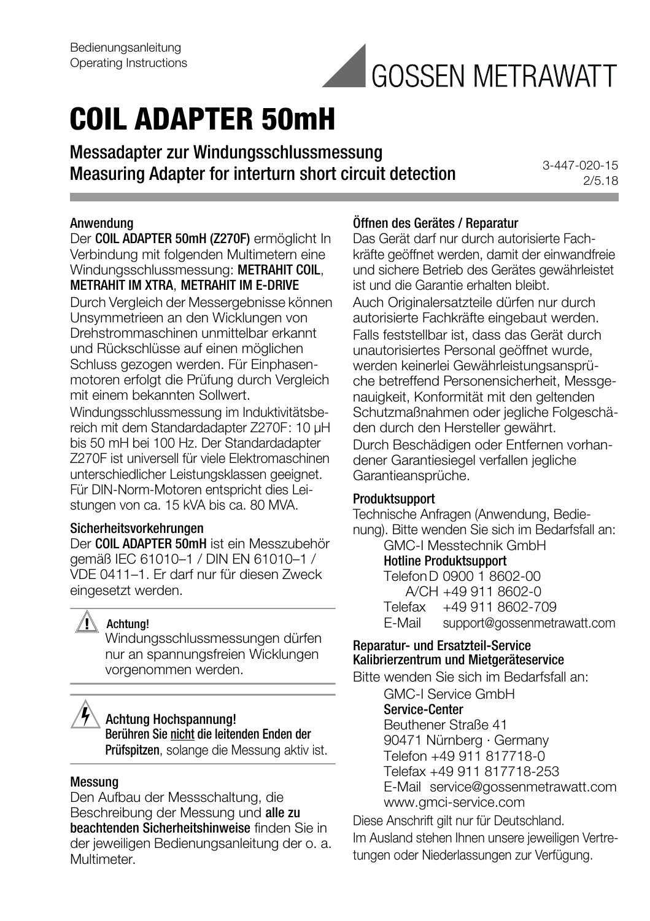Bedienungsanleitung
Operating Instructions

GOSSEN METRAWATT

# COIL ADAPTER 50mH

## Messadapter zur Windungsschlussmessung
## Measuring Adapter for interturn short circuit detection

3-447-020-15
2/5.18

### Anwendung

Der **COIL ADAPTER 50mH (Z270F)** ermöglicht In Verbindung mit folgenden Multimetern eine Windungsschlussmessung: **METRAHIT COIL**, **METRAHIT IM XTRA**, **METRAHIT IM E-DRIVE**

Durch Vergleich der Messergebnisse können Unsymmetrieen an den Wicklungen von Drehstrommaschinen unmittelbar erkannt und Rückschlüsse auf einen möglichen Schluss gezogen werden. Für Einphasenmotoren erfolgt die Prüfung durch Vergleich mit einem bekannten Sollwert.

Windungsschlussmessung im Induktivitätsbereich mit dem Standardadapter Z270F: 10 µH bis 50 mH bei 100 Hz. Der Standardadapter Z270F ist universell für viele Elektromaschinen unterschiedlicher Leistungsklassen geeignet. Für DIN-Norm-Motoren entspricht dies Leistungen von ca. 15 kVA bis ca. 80 MVA.

### Sicherheitsvorkehrungen

Der **COIL ADAPTER 50mH** ist ein Messzubehör gemäß IEC 61010–1 / DIN EN 61010–1 / VDE 0411–1. Er darf nur für diesen Zweck eingesetzt werden.

> **Achtung!**
> Windungsschlussmessungen dürfen nur an spannungsfreien Wicklungen vorgenommen werden.

> **Achtung Hochspannung!**
> **Berühren Sie nicht die leitenden Enden der Prüfspitzen**, solange die Messung aktiv ist.

### Messung

Den Aufbau der Messschaltung, die Beschreibung der Messung und **alle zu beachtenden Sicherheitshinweise** finden Sie in der jeweiligen Bedienungsanleitung der o. a. Multimeter.

### Öffnen des Gerätes / Reparatur

Das Gerät darf nur durch autorisierte Fachkräfte geöffnet werden, damit der einwandfreie und sichere Betrieb des Gerätes gewährleistet ist und die Garantie erhalten bleibt.

Auch Originalersatzteile dürfen nur durch autorisierte Fachkräfte eingebaut werden.

Falls feststellbar ist, dass das Gerät durch unautorisiertes Personal geöffnet wurde, werden keinerlei Gewährleistungsansprüche betreffend Personensicherheit, Messgenauigkeit, Konformität mit den geltenden Schutzmaßnahmen oder jegliche Folgeschäden durch den Hersteller gewährt.

Durch Beschädigen oder Entfernen vorhandener Garantiesiegel verfallen jegliche Garantieansprüche.

### Produktsupport

Technische Anfragen (Anwendung, Bedienung). Bitte wenden Sie sich im Bedarfsfall an:

GMC-I Messtechnik GmbH
**Hotline Produktsupport**
Telefon D 0900 1 8602-00
A/CH +49 911 8602-0
Telefax +49 911 8602-709
E-Mail support@gossenmetrawatt.com

### Reparatur- und Ersatzteil-Service Kalibrierzentrum und Mietgeräteservice

Bitte wenden Sie sich im Bedarfsfall an:

GMC-I Service GmbH
**Service-Center**
Beuthener Straße 41
90471 Nürnberg · Germany
Telefon +49 911 817718-0
Telefax +49 911 817718-253
E-Mail service@gossenmetrawatt.com
www.gmci-service.com

Diese Anschrift gilt nur für Deutschland.
Im Ausland stehen Ihnen unsere jeweiligen Vertretungen oder Niederlassungen zur Verfügung.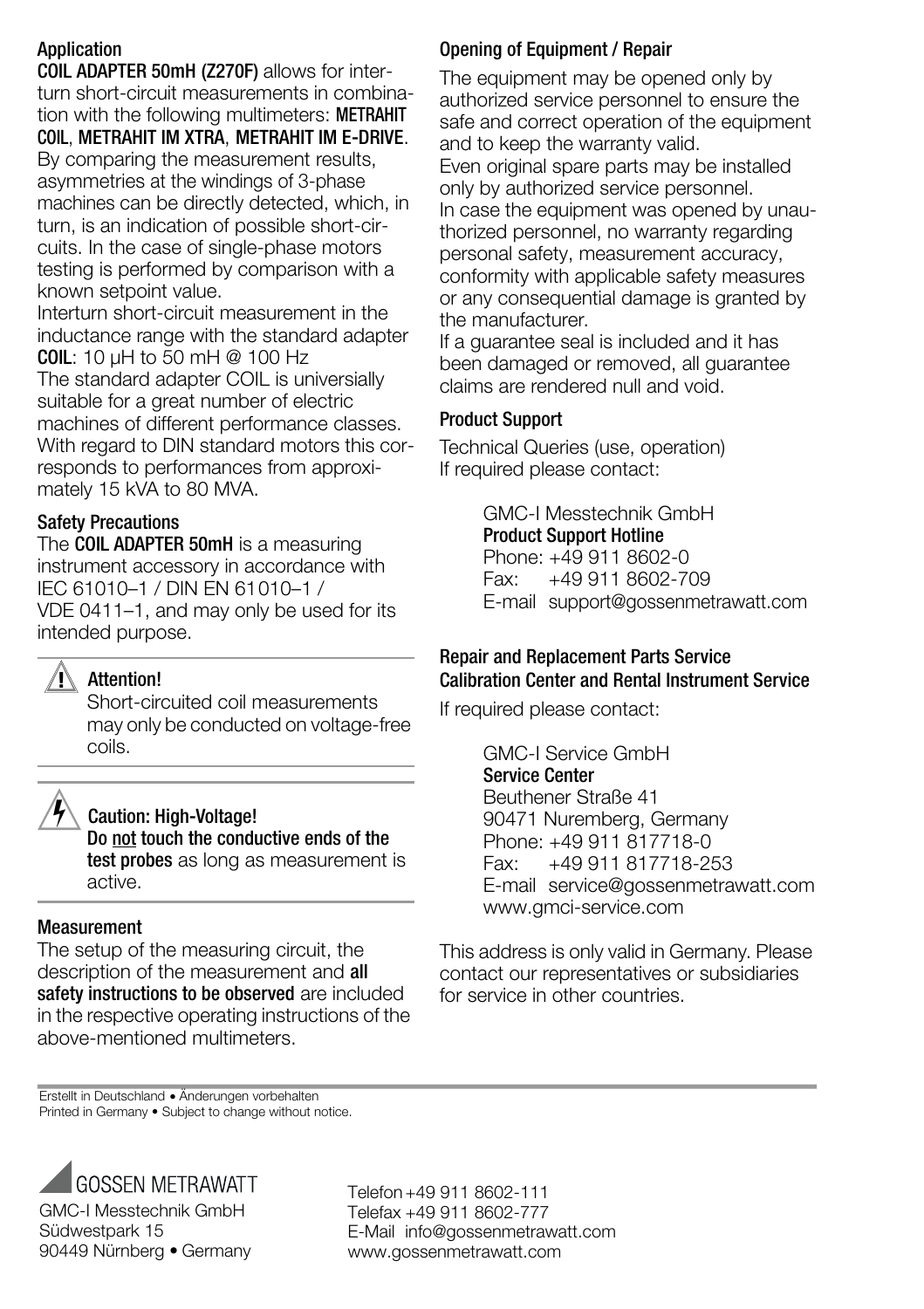## Application

**COIL ADAPTER 50mH (Z270F)** allows for interturn short-circuit measurements in combination with the following multimeters: **METRAHIT COIL**, **METRAHIT IM XTRA**, **METRAHIT IM E-DRIVE**.
By comparing the measurement results, asymmetries at the windings of 3-phase machines can be directly detected, which, in turn, is an indication of possible short-circuits. In the case of single-phase motors testing is performed by comparison with a known setpoint value.
Interturn short-circuit measurement in the inductance range with the standard adapter **COIL**: 10 µH to 50 mH @ 100 Hz
The standard adapter COIL is universially suitable for a great number of electric machines of different performance classes. With regard to DIN standard motors this corresponds to performances from approximately 15 kVA to 80 MVA.

## Safety Precautions

The **COIL ADAPTER 50mH** is a measuring instrument accessory in accordance with IEC 61010–1 / DIN EN 61010–1 / VDE 0411–1, and may only be used for its intended purpose.

**Attention!**
Short-circuited coil measurements may only be conducted on voltage-free coils.

**Caution: High-Voltage!**
**Do not touch the conductive ends of the test probes** as long as measurement is active.

## Measurement

The setup of the measuring circuit, the description of the measurement and **all safety instructions to be observed** are included in the respective operating instructions of the above-mentioned multimeters.

## Opening of Equipment / Repair

The equipment may be opened only by authorized service personnel to ensure the safe and correct operation of the equipment and to keep the warranty valid.
Even original spare parts may be installed only by authorized service personnel.
In case the equipment was opened by unauthorized personnel, no warranty regarding personal safety, measurement accuracy, conformity with applicable safety measures or any consequential damage is granted by the manufacturer.
If a guarantee seal is included and it has been damaged or removed, all guarantee claims are rendered null and void.

## Product Support

Technical Queries (use, operation)
If required please contact:

GMC-I Messtechnik GmbH
**Product Support Hotline**
Phone: +49 911 8602-0
Fax: +49 911 8602-709
E-mail support@gossenmetrawatt.com

## Repair and Replacement Parts Service
## Calibration Center and Rental Instrument Service

If required please contact:

GMC-I Service GmbH
**Service Center**
Beuthener Straße 41
90471 Nuremberg, Germany
Phone: +49 911 817718-0
Fax: +49 911 817718-253
E-mail service@gossenmetrawatt.com
www.gmci-service.com

This address is only valid in Germany. Please contact our representatives or subsidiaries for service in other countries.

Erstellt in Deutschland • Änderungen vorbehalten
Printed in Germany • Subject to change without notice.

GOSSEN METRAWATT
GMC-I Messtechnik GmbH
Südwestpark 15
90449 Nürnberg • Germany

Telefon +49 911 8602-111
Telefax +49 911 8602-777
E-Mail info@gossenmetrawatt.com
www.gossenmetrawatt.com